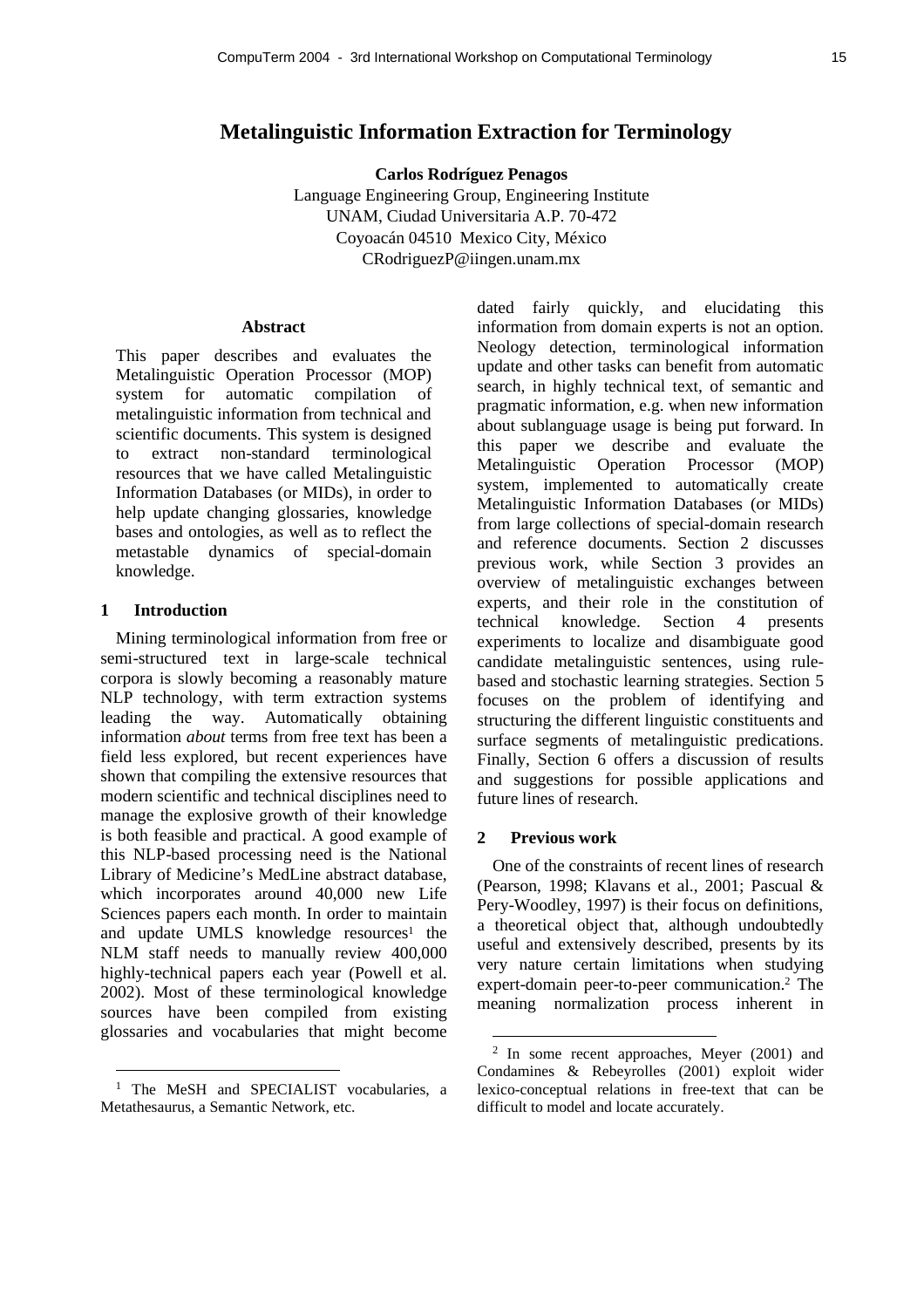# Metalinguistic Information Extraction for Terminology

**Carlos Rodríguez Penagos**
Language Engineering Group, Engineering Institute
UNAM, Ciudad Universitaria A.P. 70-472
Coyoacán 04510 Mexico City, México
CRodriguezP@iingen.unam.mx

## Abstract

This paper describes and evaluates the Metalinguistic Operation Processor (MOP) system for automatic compilation of metalinguistic information from technical and scientific documents. This system is designed to extract non-standard terminological resources that we have called Metalinguistic Information Databases (or MIDs), in order to help update changing glossaries, knowledge bases and ontologies, as well as to reflect the metastable dynamics of special-domain knowledge.

## 1 Introduction

Mining terminological information from free or semi-structured text in large-scale technical corpora is slowly becoming a reasonably mature NLP technology, with term extraction systems leading the way. Automatically obtaining information *about* terms from free text has been a field less explored, but recent experiences have shown that compiling the extensive resources that modern scientific and technical disciplines need to manage the explosive growth of their knowledge is both feasible and practical. A good example of this NLP-based processing need is the National Library of Medicine's MedLine abstract database, which incorporates around 40,000 new Life Sciences papers each month. In order to maintain and update UMLS knowledge resources[1] the NLM staff needs to manually review 400,000 highly-technical papers each year (Powell et al. 2002). Most of these terminological knowledge sources have been compiled from existing glossaries and vocabularies that might become dated fairly quickly, and elucidating this information from domain experts is not an option. Neology detection, terminological information update and other tasks can benefit from automatic search, in highly technical text, of semantic and pragmatic information, e.g. when new information about sublanguage usage is being put forward. In this paper we describe and evaluate the Metalinguistic Operation Processor (MOP) system, implemented to automatically create Metalinguistic Information Databases (or MIDs) from large collections of special-domain research and reference documents. Section 2 discusses previous work, while Section 3 provides an overview of metalinguistic exchanges between experts, and their role in the constitution of technical knowledge. Section 4 presents experiments to localize and disambiguate good candidate metalinguistic sentences, using rule-based and stochastic learning strategies. Section 5 focuses on the problem of identifying and structuring the different linguistic constituents and surface segments of metalinguistic predications. Finally, Section 6 offers a discussion of results and suggestions for possible applications and future lines of research.

[1] The MeSH and SPECIALIST vocabularies, a Metathesaurus, a Semantic Network, etc.

## 2 Previous work

One of the constraints of recent lines of research (Pearson, 1998; Klavans et al., 2001; Pascual & Pery-Woodley, 1997) is their focus on definitions, a theoretical object that, although undoubtedly useful and extensively described, presents by its very nature certain limitations when studying expert-domain peer-to-peer communication.[2] The meaning normalization process inherent in

[2] In some recent approaches, Meyer (2001) and Condamines & Rebeyrolles (2001) exploit wider lexico-conceptual relations in free-text that can be difficult to model and locate accurately.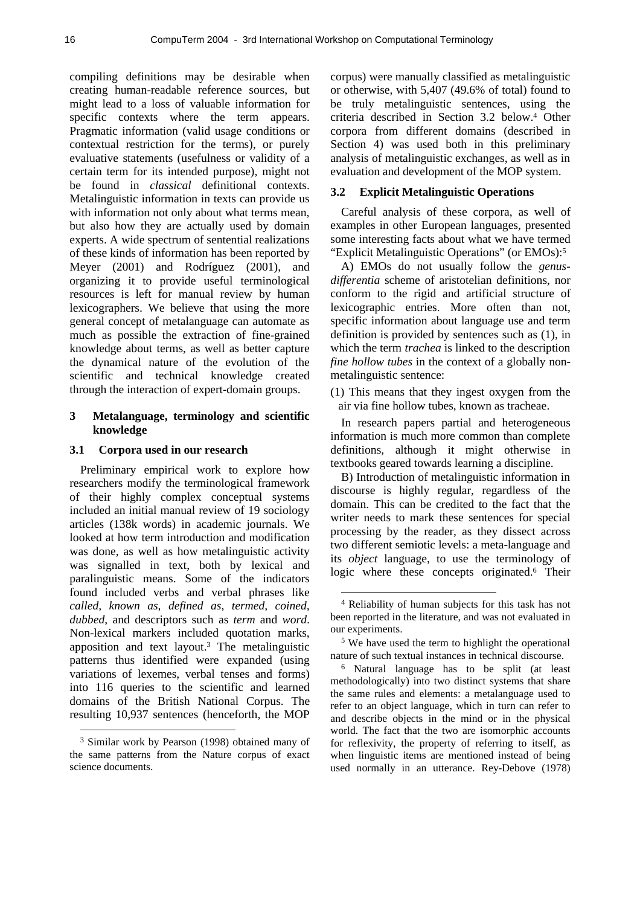compiling definitions may be desirable when creating human-readable reference sources, but might lead to a loss of valuable information for specific contexts where the term appears. Pragmatic information (valid usage conditions or contextual restriction for the terms), or purely evaluative statements (usefulness or validity of a certain term for its intended purpose), might not be found in *classical* definitional contexts. Metalinguistic information in texts can provide us with information not only about what terms mean, but also how they are actually used by domain experts. A wide spectrum of sentential realizations of these kinds of information has been reported by Meyer (2001) and Rodríguez (2001), and organizing it to provide useful terminological resources is left for manual review by human lexicographers. We believe that using the more general concept of metalanguage can automate as much as possible the extraction of fine-grained knowledge about terms, as well as better capture the dynamical nature of the evolution of the scientific and technical knowledge created through the interaction of expert-domain groups.

## 3 Metalanguage, terminology and scientific knowledge

### 3.1 Corpora used in our research

Preliminary empirical work to explore how researchers modify the terminological framework of their highly complex conceptual systems included an initial manual review of 19 sociology articles (138k words) in academic journals. We looked at how term introduction and modification was done, as well as how metalinguistic activity was signalled in text, both by lexical and paralinguistic means. Some of the indicators found included verbs and verbal phrases like *called*, *known as*, *defined as*, *termed*, *coined*, *dubbed*, and descriptors such as *term* and *word*. Non-lexical markers included quotation marks, apposition and text layout.[3] The metalinguistic patterns thus identified were expanded (using variations of lexemes, verbal tenses and forms) into 116 queries to the scientific and learned domains of the British National Corpus. The resulting 10,937 sentences (henceforth, the MOP corpus) were manually classified as metalinguistic or otherwise, with 5,407 (49.6% of total) found to be truly metalinguistic sentences, using the criteria described in Section 3.2 below.[4] Other corpora from different domains (described in Section 4) was used both in this preliminary analysis of metalinguistic exchanges, as well as in evaluation and development of the MOP system.

### 3.2 Explicit Metalinguistic Operations

Careful analysis of these corpora, as well of examples in other European languages, presented some interesting facts about what we have termed "Explicit Metalinguistic Operations" (or EMOs):[5]

A) EMOs do not usually follow the *genus-differentia* scheme of aristotelian definitions, nor conform to the rigid and artificial structure of lexicographic entries. More often than not, specific information about language use and term definition is provided by sentences such as (1), in which the term *trachea* is linked to the description *fine hollow tubes* in the context of a globally non-metalinguistic sentence:

(1) This means that they ingest oxygen from the air via fine hollow tubes, known as tracheae.

In research papers partial and heterogeneous information is much more common than complete definitions, although it might otherwise in textbooks geared towards learning a discipline.

B) Introduction of metalinguistic information in discourse is highly regular, regardless of the domain. This can be credited to the fact that the writer needs to mark these sentences for special processing by the reader, as they dissect across two different semiotic levels: a meta-language and its *object* language, to use the terminology of logic where these concepts originated.[6] Their

---

[3] Similar work by Pearson (1998) obtained many of the same patterns from the Nature corpus of exact science documents.

[4] Reliability of human subjects for this task has not been reported in the literature, and was not evaluated in our experiments.

[5] We have used the term to highlight the operational nature of such textual instances in technical discourse.

[6] Natural language has to be split (at least methodologically) into two distinct systems that share the same rules and elements: a metalanguage used to refer to an object language, which in turn can refer to and describe objects in the mind or in the physical world. The fact that the two are isomorphic accounts for reflexivity, the property of referring to itself, as when linguistic items are mentioned instead of being used normally in an utterance. Rey-Debove (1978)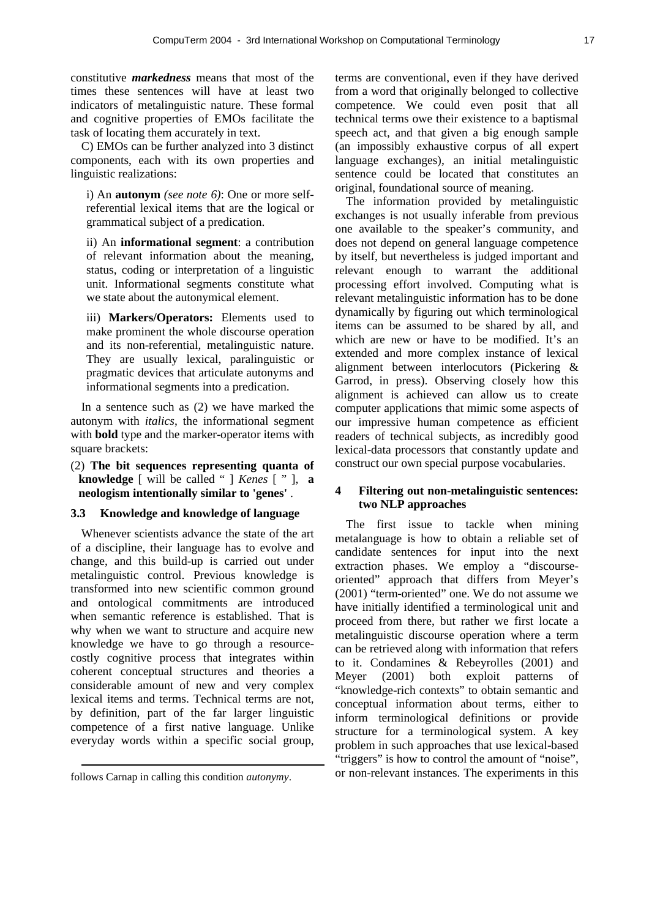constitutive ***markedness*** means that most of the times these sentences will have at least two indicators of metalinguistic nature. These formal and cognitive properties of EMOs facilitate the task of locating them accurately in text.

C) EMOs can be further analyzed into 3 distinct components, each with its own properties and linguistic realizations:

i) An **autonym** *(see note 6)*: One or more self-referential lexical items that are the logical or grammatical subject of a predication.

ii) An **informational segment**: a contribution of relevant information about the meaning, status, coding or interpretation of a linguistic unit. Informational segments constitute what we state about the autonymical element.

iii) **Markers/Operators:** Elements used to make prominent the whole discourse operation and its non-referential, metalinguistic nature. They are usually lexical, paralinguistic or pragmatic devices that articulate autonyms and informational segments into a predication.

In a sentence such as (2) we have marked the autonym with *italics*, the informational segment with **bold** type and the marker-operator items with square brackets:

(2) **The bit sequences representing quanta of knowledge** [ will be called " ] *Kenes* [ " ], **a neologism intentionally similar to 'genes'** .

### 3.3 Knowledge and knowledge of language

Whenever scientists advance the state of the art of a discipline, their language has to evolve and change, and this build-up is carried out under metalinguistic control. Previous knowledge is transformed into new scientific common ground and ontological commitments are introduced when semantic reference is established. That is why when we want to structure and acquire new knowledge we have to go through a resource-costly cognitive process that integrates within coherent conceptual structures and theories a considerable amount of new and very complex lexical items and terms. Technical terms are not, by definition, part of the far larger linguistic competence of a first native language. Unlike everyday words within a specific social group, terms are conventional, even if they have derived from a word that originally belonged to collective competence. We could even posit that all technical terms owe their existence to a baptismal speech act, and that given a big enough sample (an impossibly exhaustive corpus of all expert language exchanges), an initial metalinguistic sentence could be located that constitutes an original, foundational source of meaning.

The information provided by metalinguistic exchanges is not usually inferable from previous one available to the speaker's community, and does not depend on general language competence by itself, but nevertheless is judged important and relevant enough to warrant the additional processing effort involved. Computing what is relevant metalinguistic information has to be done dynamically by figuring out which terminological items can be assumed to be shared by all, and which are new or have to be modified. It's an extended and more complex instance of lexical alignment between interlocutors (Pickering & Garrod, in press). Observing closely how this alignment is achieved can allow us to create computer applications that mimic some aspects of our impressive human competence as efficient readers of technical subjects, as incredibly good lexical-data processors that constantly update and construct our own special purpose vocabularies.

## 4 Filtering out non-metalinguistic sentences: two NLP approaches

The first issue to tackle when mining metalanguage is how to obtain a reliable set of candidate sentences for input into the next extraction phases. We employ a "discourse-oriented" approach that differs from Meyer's (2001) "term-oriented" one. We do not assume we have initially identified a terminological unit and proceed from there, but rather we first locate a metalinguistic discourse operation where a term can be retrieved along with information that refers to it. Condamines & Rebeyrolles (2001) and Meyer (2001) both exploit patterns of "knowledge-rich contexts" to obtain semantic and conceptual information about terms, either to inform terminological definitions or provide structure for a terminological system. A key problem in such approaches that use lexical-based "triggers" is how to control the amount of "noise", or non-relevant instances. The experiments in this

---

follows Carnap in calling this condition *autonymy*.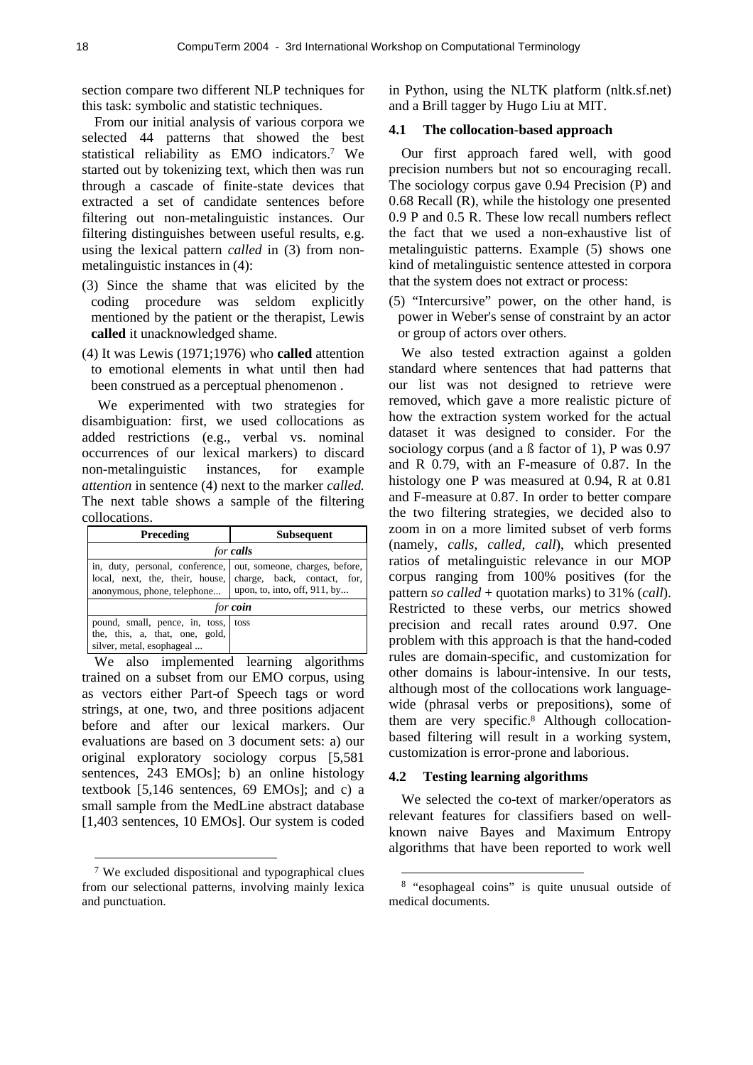section compare two different NLP techniques for this task: symbolic and statistic techniques.

From our initial analysis of various corpora we selected 44 patterns that showed the best statistical reliability as EMO indicators.[7] We started out by tokenizing text, which then was run through a cascade of finite-state devices that extracted a set of candidate sentences before filtering out non-metalinguistic instances. Our filtering distinguishes between useful results, e.g. using the lexical pattern *called* in (3) from non-metalinguistic instances in (4):

(3) Since the shame that was elicited by the coding procedure was seldom explicitly mentioned by the patient or the therapist, Lewis **called** it unacknowledged shame.

(4) It was Lewis (1971;1976) who **called** attention to emotional elements in what until then had been construed as a perceptual phenomenon .

We experimented with two strategies for disambiguation: first, we used collocations as added restrictions (e.g., verbal vs. nominal occurrences of our lexical markers) to discard non-metalinguistic instances, for example *attention* in sentence (4) next to the marker *called.* The next table shows a sample of the filtering collocations.

| Preceding | Subsequent |
|---|---|
| *for **calls*** | |
| in, duty, personal, conference, local, next, the, their, house, anonymous, phone, telephone... | out, someone, charges, before, charge, back, contact, for, upon, to, into, off, 911, by... |
| *for **coin*** | |
| pound, small, pence, in, toss, the, this, a, that, one, gold, silver, metal, esophageal ... | toss |

We also implemented learning algorithms trained on a subset from our EMO corpus, using as vectors either Part-of Speech tags or word strings, at one, two, and three positions adjacent before and after our lexical markers. Our evaluations are based on 3 document sets: a) our original exploratory sociology corpus [5,581 sentences, 243 EMOs]; b) an online histology textbook [5,146 sentences, 69 EMOs]; and c) a small sample from the MedLine abstract database [1,403 sentences, 10 EMOs]. Our system is coded in Python, using the NLTK platform (nltk.sf.net) and a Brill tagger by Hugo Liu at MIT.

### 4.1 The collocation-based approach

Our first approach fared well, with good precision numbers but not so encouraging recall. The sociology corpus gave 0.94 Precision (P) and 0.68 Recall (R), while the histology one presented 0.9 P and 0.5 R. These low recall numbers reflect the fact that we used a non-exhaustive list of metalinguistic patterns. Example (5) shows one kind of metalinguistic sentence attested in corpora that the system does not extract or process:

(5) “Intercursive” power, on the other hand, is power in Weber's sense of constraint by an actor or group of actors over others.

We also tested extraction against a golden standard where sentences that had patterns that our list was not designed to retrieve were removed, which gave a more realistic picture of how the extraction system worked for the actual dataset it was designed to consider. For the sociology corpus (and a ß factor of 1), P was 0.97 and R 0.79, with an F-measure of 0.87. In the histology one P was measured at 0.94, R at 0.81 and F-measure at 0.87. In order to better compare the two filtering strategies, we decided also to zoom in on a more limited subset of verb forms (namely, *calls, called, call*), which presented ratios of metalinguistic relevance in our MOP corpus ranging from 100% positives (for the pattern *so called* + quotation marks) to 31% (*call*). Restricted to these verbs, our metrics showed precision and recall rates around 0.97. One problem with this approach is that the hand-coded rules are domain-specific, and customization for other domains is labour-intensive. In our tests, although most of the collocations work language-wide (phrasal verbs or prepositions), some of them are very specific.[8] Although collocation-based filtering will result in a working system, customization is error-prone and laborious.

### 4.2 Testing learning algorithms

We selected the co-text of marker/operators as relevant features for classifiers based on well-known naive Bayes and Maximum Entropy algorithms that have been reported to work well

[7] We excluded dispositional and typographical clues from our selectional patterns, involving mainly lexica and punctuation.

[8] “esophageal coins” is quite unusual outside of medical documents.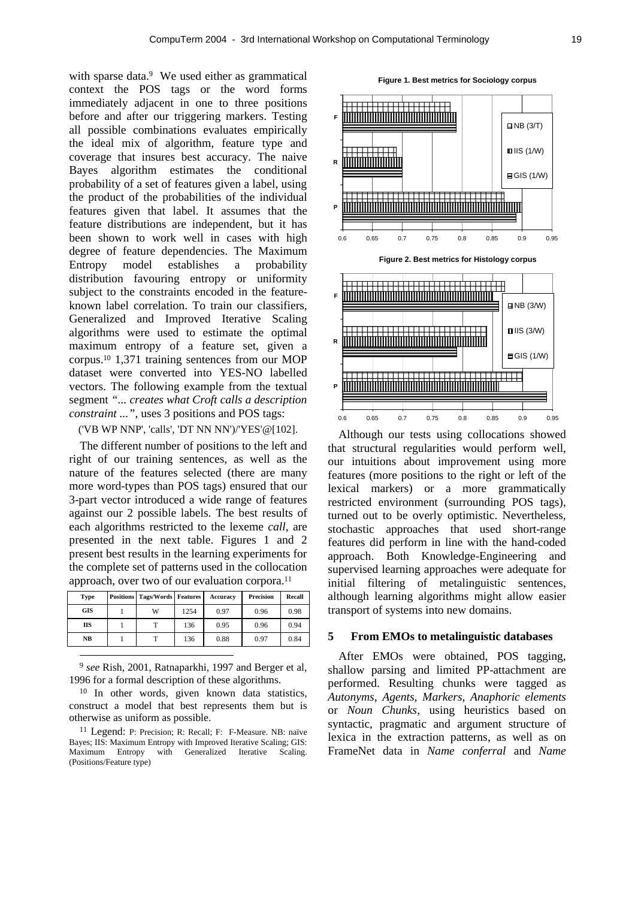with sparse data.[9] We used either as grammatical context the POS tags or the word forms immediately adjacent in one to three positions before and after our triggering markers. Testing all possible combinations evaluates empirically the ideal mix of algorithm, feature type and coverage that insures best accuracy. The naive Bayes algorithm estimates the conditional probability of a set of features given a label, using the product of the probabilities of the individual features given that label. It assumes that the feature distributions are independent, but it has been shown to work well in cases with high degree of feature dependencies. The Maximum Entropy model establishes a probability distribution favouring entropy or uniformity subject to the constraints encoded in the feature-known label correlation. To train our classifiers, Generalized and Improved Iterative Scaling algorithms were used to estimate the optimal maximum entropy of a feature set, given a corpus.[10] 1,371 training sentences from our MOP dataset were converted into YES-NO labelled vectors. The following example from the textual segment *"... creates what Croft calls a description constraint ..."*, uses 3 positions and POS tags:

('VB WP NNP', 'calls', 'DT NN NN')/'YES'@[102].

The different number of positions to the left and right of our training sentences, as well as the nature of the features selected (there are many more word-types than POS tags) ensured that our 3-part vector introduced a wide range of features against our 2 possible labels. The best results of each algorithms restricted to the lexeme *call*, are presented in the next table. Figures 1 and 2 present best results in the learning experiments for the complete set of patterns used in the collocation approach, over two of our evaluation corpora.[11]

| Type | Positions | Tags/Words | Features | Accuracy | Precision | Recall |
|---|---|---|---|---|---|---|
| GIS | 1 | W | 1254 | 0.97 | 0.96 | 0.98 |
| IIS | 1 | T | 136 | 0.95 | 0.96 | 0.94 |
| NB | 1 | T | 136 | 0.88 | 0.97 | 0.84 |

**Figure 1. Best metrics for Sociology corpus**

**Figure 2. Best metrics for Histology corpus**

Although our tests using collocations showed that structural regularities would perform well, our intuitions about improvement using more features (more positions to the right or left of the lexical markers) or a more grammatically restricted environment (surrounding POS tags), turned out to be overly optimistic. Nevertheless, stochastic approaches that used short-range features did perform in line with the hand-coded approach. Both Knowledge-Engineering and supervised learning approaches were adequate for initial filtering of metalinguistic sentences, although learning algorithms might allow easier transport of systems into new domains.

## 5 From EMOs to metalinguistic databases

After EMOs were obtained, POS tagging, shallow parsing and limited PP-attachment are performed. Resulting chunks were tagged as *Autonyms*, *Agents*, *Markers*, *Anaphoric elements* or *Noun Chunks*, using heuristics based on syntactic, pragmatic and argument structure of lexica in the extraction patterns, as well as on FrameNet data in *Name conferral* and *Name*

---

[9] *see* Rish, 2001, Ratnaparkhi, 1997 and Berger et al, 1996 for a formal description of these algorithms.

[10] In other words, given known data statistics, construct a model that best represents them but is otherwise as uniform as possible.

[11] Legend: P: Precision; R: Recall; F: F-Measure. NB: naïve Bayes; IIS: Maximum Entropy with Improved Iterative Scaling; GIS: Maximum Entropy with Generalized Iterative Scaling. (Positions/Feature type)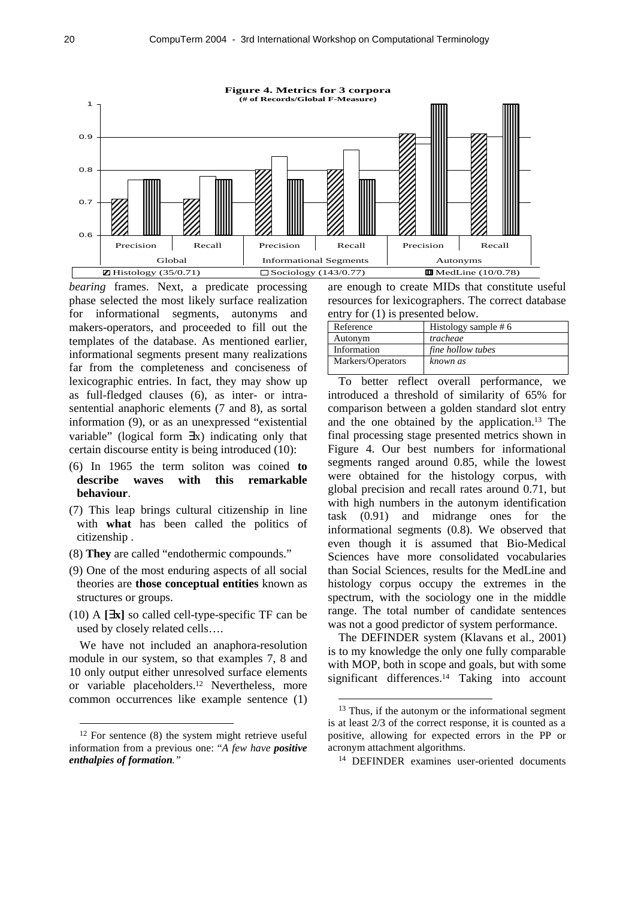**Figure 4. Metrics for 3 corpora**
**(# of Records/Global F-Measure)**

| | Global Precision | Global Recall | Informational Segments Precision | Informational Segments Recall | Autonyms Precision | Autonyms Recall |
|---|---|---|---|---|---|---|
| Histology (35/0.71) | 0.71 | 0.71 | 0.80 | 0.80 | 0.91 | 0.91 |
| Sociology (143/0.77) | 0.77 | 0.78 | 0.84 | 0.86 | 0.88 | |
| MedLine (10/0.78) | 0.77 | 0.77 | 0.77 | 0.77 | 1 | 1 |

*bearing* frames. Next, a predicate processing phase selected the most likely surface realization for informational segments, autonyms and makers-operators, and proceeded to fill out the templates of the database. As mentioned earlier, informational segments present many realizations far from the completeness and conciseness of lexicographic entries. In fact, they may show up as full-fledged clauses (6), as inter- or intra-sentential anaphoric elements (7 and 8), as sortal information (9), or as an unexpressed "existential variable" (logical form ∃x) indicating only that certain discourse entity is being introduced (10):

(6) In 1965 the term soliton was coined **to describe waves with this remarkable behaviour**.

(7) This leap brings cultural citizenship in line with **what** has been called the politics of citizenship .

(8) **They** are called "endothermic compounds."

(9) One of the most enduring aspects of all social theories are **those conceptual entities** known as structures or groups.

(10) A **[∃x]** so called cell-type-specific TF can be used by closely related cells….

We have not included an anaphora-resolution module in our system, so that examples 7, 8 and 10 only output either unresolved surface elements or variable placeholders.[12] Nevertheless, more common occurrences like example sentence (1) are enough to create MIDs that constitute useful resources for lexicographers. The correct database entry for (1) is presented below.

| Reference | Histology sample # 6 |
|---|---|
| Autonym | *tracheae* |
| Information | *fine hollow tubes* |
| Markers/Operators | *known as* |

To better reflect overall performance, we introduced a threshold of similarity of 65% for comparison between a golden standard slot entry and the one obtained by the application.[13] The final processing stage presented metrics shown in Figure 4. Our best numbers for informational segments ranged around 0.85, while the lowest were obtained for the histology corpus, with global precision and recall rates around 0.71, but with high numbers in the autonym identification task (0.91) and midrange ones for the informational segments (0.8). We observed that even though it is assumed that Bio-Medical Sciences have more consolidated vocabularies than Social Sciences, results for the MedLine and histology corpus occupy the extremes in the spectrum, with the sociology one in the middle range. The total number of candidate sentences was not a good predictor of system performance.

The DEFINDER system (Klavans et al., 2001) is to my knowledge the only one fully comparable with MOP, both in scope and goals, but with some significant differences.[14] Taking into account

---

[12] For sentence (8) the system might retrieve useful information from a previous one: "*A few have **positive enthalpies of formation**.*"

[13] Thus, if the autonym or the informational segment is at least 2/3 of the correct response, it is counted as a positive, allowing for expected errors in the PP or acronym attachment algorithms.

[14] DEFINDER examines user-oriented documents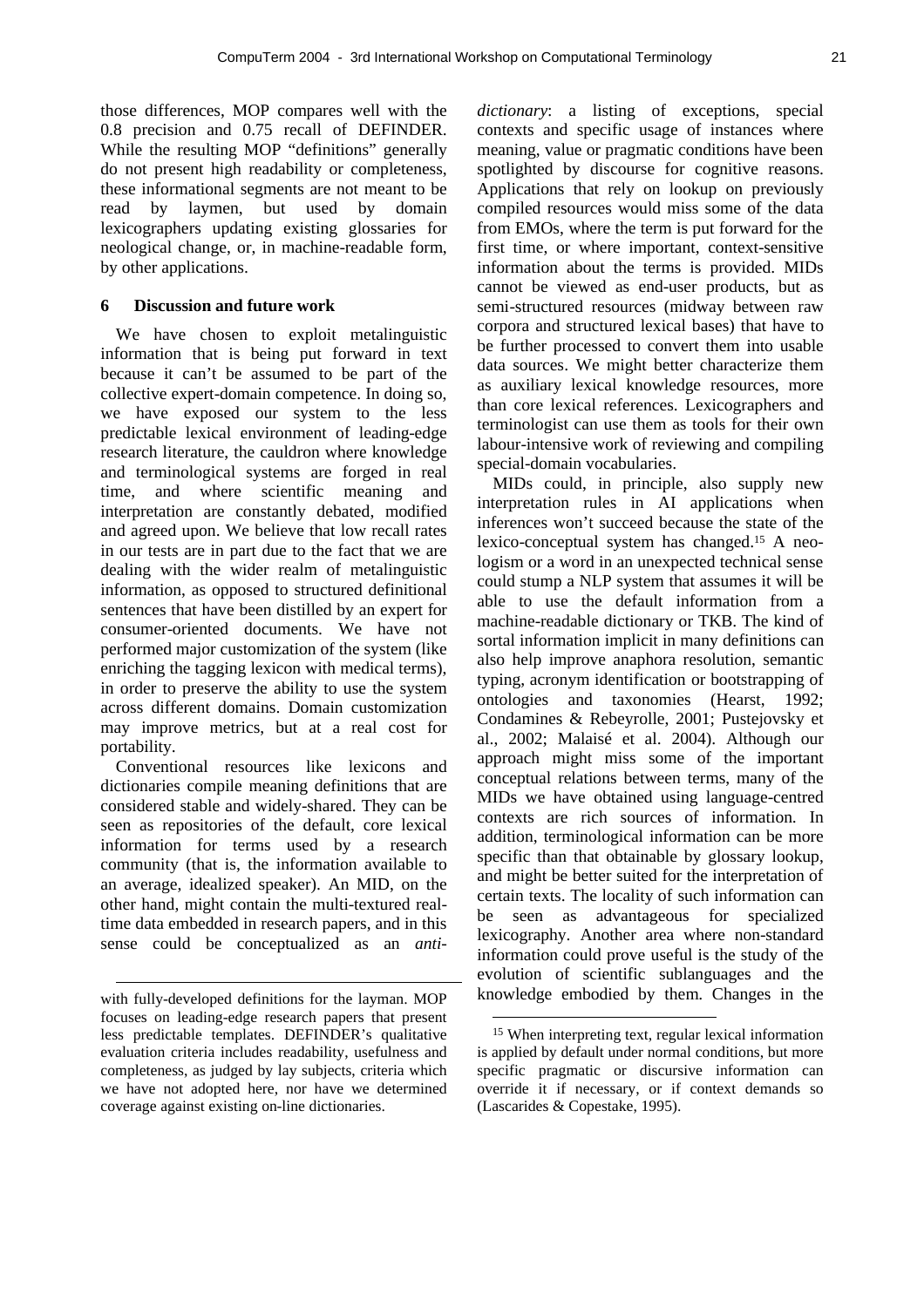those differences, MOP compares well with the 0.8 precision and 0.75 recall of DEFINDER. While the resulting MOP "definitions" generally do not present high readability or completeness, these informational segments are not meant to be read by laymen, but used by domain lexicographers updating existing glossaries for neological change, or, in machine-readable form, by other applications.

## 6 Discussion and future work

We have chosen to exploit metalinguistic information that is being put forward in text because it can't be assumed to be part of the collective expert-domain competence. In doing so, we have exposed our system to the less predictable lexical environment of leading-edge research literature, the cauldron where knowledge and terminological systems are forged in real time, and where scientific meaning and interpretation are constantly debated, modified and agreed upon. We believe that low recall rates in our tests are in part due to the fact that we are dealing with the wider realm of metalinguistic information, as opposed to structured definitional sentences that have been distilled by an expert for consumer-oriented documents. We have not performed major customization of the system (like enriching the tagging lexicon with medical terms), in order to preserve the ability to use the system across different domains. Domain customization may improve metrics, but at a real cost for portability.

Conventional resources like lexicons and dictionaries compile meaning definitions that are considered stable and widely-shared. They can be seen as repositories of the default, core lexical information for terms used by a research community (that is, the information available to an average, idealized speaker). An MID, on the other hand, might contain the multi-textured real-time data embedded in research papers, and in this sense could be conceptualized as an *anti-dictionary*: a listing of exceptions, special contexts and specific usage of instances where meaning, value or pragmatic conditions have been spotlighted by discourse for cognitive reasons. Applications that rely on lookup on previously compiled resources would miss some of the data from EMOs, where the term is put forward for the first time, or where important, context-sensitive information about the terms is provided. MIDs cannot be viewed as end-user products, but as semi-structured resources (midway between raw corpora and structured lexical bases) that have to be further processed to convert them into usable data sources. We might better characterize them as auxiliary lexical knowledge resources, more than core lexical references. Lexicographers and terminologist can use them as tools for their own labour-intensive work of reviewing and compiling special-domain vocabularies.

MIDs could, in principle, also supply new interpretation rules in AI applications when inferences won't succeed because the state of the lexico-conceptual system has changed.[15] A neologism or a word in an unexpected technical sense could stump a NLP system that assumes it will be able to use the default information from a machine-readable dictionary or TKB. The kind of sortal information implicit in many definitions can also help improve anaphora resolution, semantic typing, acronym identification or bootstrapping of ontologies and taxonomies (Hearst, 1992; Condamines & Rebeyrolle, 2001; Pustejovsky et al., 2002; Malaisé et al. 2004). Although our approach might miss some of the important conceptual relations between terms, many of the MIDs we have obtained using language-centred contexts are rich sources of information. In addition, terminological information can be more specific than that obtainable by glossary lookup, and might be better suited for the interpretation of certain texts. The locality of such information can be seen as advantageous for specialized lexicography. Another area where non-standard information could prove useful is the study of the evolution of scientific sublanguages and the knowledge embodied by them. Changes in the

---

with fully-developed definitions for the layman. MOP focuses on leading-edge research papers that present less predictable templates. DEFINDER's qualitative evaluation criteria includes readability, usefulness and completeness, as judged by lay subjects, criteria which we have not adopted here, nor have we determined coverage against existing on-line dictionaries.

[15] When interpreting text, regular lexical information is applied by default under normal conditions, but more specific pragmatic or discursive information can override it if necessary, or if context demands so (Lascarides & Copestake, 1995).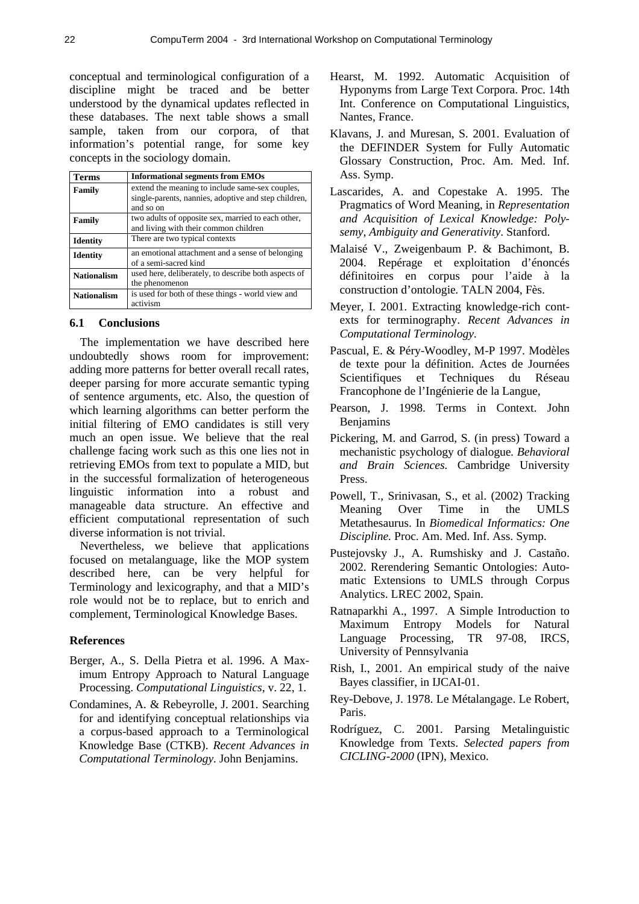conceptual and terminological configuration of a discipline might be traced and be better understood by the dynamical updates reflected in these databases. The next table shows a small sample, taken from our corpora, of that information's potential range, for some key concepts in the sociology domain.

| Terms | Informational segments from EMOs |
|---|---|
| **Family** | extend the meaning to include same-sex couples, single-parents, nannies, adoptive and step children, and so on |
| **Family** | two adults of opposite sex, married to each other, and living with their common children |
| **Identity** | There are two typical contexts |
| **Identity** | an emotional attachment and a sense of belonging of a semi-sacred kind |
| **Nationalism** | used here, deliberately, to describe both aspects of the phenomenon |
| **Nationalism** | is used for both of these things - world view and activism |

### 6.1 Conclusions

The implementation we have described here undoubtedly shows room for improvement: adding more patterns for better overall recall rates, deeper parsing for more accurate semantic typing of sentence arguments, etc. Also, the question of which learning algorithms can better perform the initial filtering of EMO candidates is still very much an open issue. We believe that the real challenge facing work such as this one lies not in retrieving EMOs from text to populate a MID, but in the successful formalization of heterogeneous linguistic information into a robust and manageable data structure. An effective and efficient computational representation of such diverse information is not trivial.

Nevertheless, we believe that applications focused on metalanguage, like the MOP system described here, can be very helpful for Terminology and lexicography, and that a MID's role would not be to replace, but to enrich and complement, Terminological Knowledge Bases.

## References

Berger, A., S. Della Pietra et al. 1996. A Maximum Entropy Approach to Natural Language Processing. *Computational Linguistics*, v. 22, 1.

Condamines, A. & Rebeyrolle, J. 2001. Searching for and identifying conceptual relationships via a corpus-based approach to a Terminological Knowledge Base (CTKB). *Recent Advances in Computational Terminology.* John Benjamins.

Hearst, M. 1992. Automatic Acquisition of Hyponyms from Large Text Corpora. Proc. 14th Int. Conference on Computational Linguistics, Nantes, France.

Klavans, J. and Muresan, S. 2001. Evaluation of the DEFINDER System for Fully Automatic Glossary Construction, Proc. Am. Med. Inf. Ass. Symp.

Lascarides, A. and Copestake A. 1995. The Pragmatics of Word Meaning, in *Representation and Acquisition of Lexical Knowledge: Polysemy, Ambiguity and Generativity*. Stanford.

Malaisé V., Zweigenbaum P. & Bachimont, B. 2004. Repérage et exploitation d'énoncés définitoires en corpus pour l'aide à la construction d'ontologie. TALN 2004, Fès.

Meyer, I. 2001. Extracting knowledge-rich contexts for terminography. *Recent Advances in Computational Terminology.*

Pascual, E. & Péry-Woodley, M-P 1997. Modèles de texte pour la définition. Actes de Journées Scientifiques et Techniques du Réseau Francophone de l'Ingénierie de la Langue,

Pearson, J. 1998. Terms in Context. John Benjamins

Pickering, M. and Garrod, S. (in press) Toward a mechanistic psychology of dialogue. *Behavioral and Brain Sciences.* Cambridge University Press.

Powell, T., Srinivasan, S., et al. (2002) Tracking Meaning Over Time in the UMLS Metathesaurus. In *Biomedical Informatics: One Discipline.* Proc. Am. Med. Inf. Ass. Symp.

Pustejovsky J., A. Rumshisky and J. Castaño. 2002. Rerendering Semantic Ontologies: Automatic Extensions to UMLS through Corpus Analytics. LREC 2002, Spain.

Ratnaparkhi A., 1997. A Simple Introduction to Maximum Entropy Models for Natural Language Processing, TR 97-08, IRCS, University of Pennsylvania

Rish, I., 2001. An empirical study of the naive Bayes classifier, in IJCAI-01.

Rey-Debove, J. 1978. Le Métalangage. Le Robert, Paris.

Rodríguez, C. 2001. Parsing Metalinguistic Knowledge from Texts. *Selected papers from CICLING-2000* (IPN), Mexico.